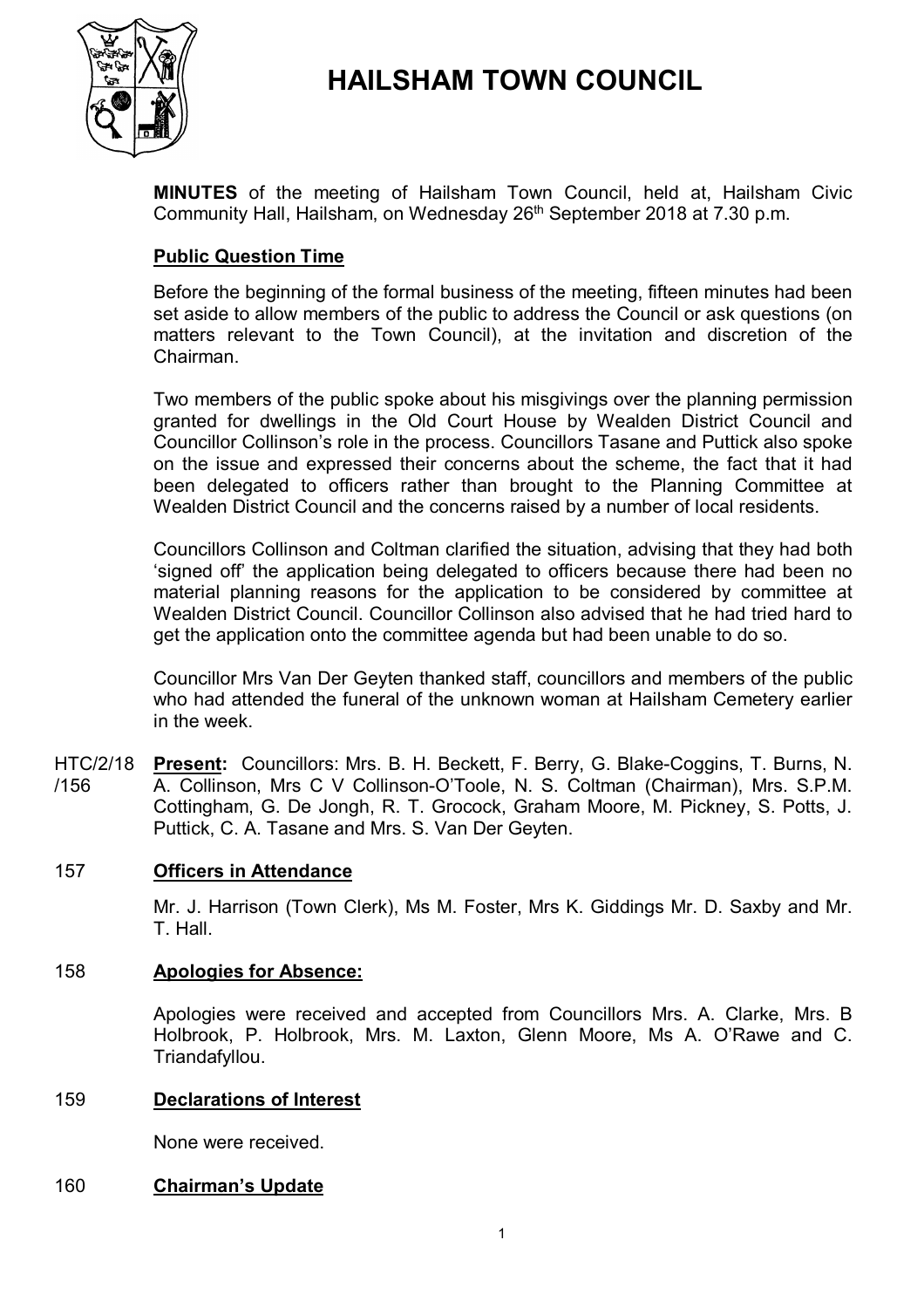# HAILSHAM TOWN COUNCIL

**MINUTES** of the meeting of Hailsham Town Council, held at, Hailsham Civic Community Hall, Hailsham, on Wednesday 26th September 2018 at 7.30 p.m.

## Public Question Time

Before the beginning of the formal business of the meeting, fifteen minutes had been set aside to allow members of the public to address the Council or ask questions (on matters relevant to the Town Council), at the invitation and discretion of the Chairman.

Two members of the public spoke about his misgivings over the planning permission granted for dwellings in the Old Court House by Wealden District Council and Councillor Collinson's role in the process. Councillors Tasane and Puttick also spoke on the issue and expressed their concerns about the scheme, the fact that it had been delegated to officers rather than brought to the Planning Committee at Wealden District Council and the concerns raised by a number of local residents.

Councillors Collinson and Coltman clarified the situation, advising that they had both 'signed off' the application being delegated to officers because there had been no material planning reasons for the application to be considered by committee at Wealden District Council. Councillor Collinson also advised that he had tried hard to get the application onto the committee agenda but had been unable to do so.

Councillor Mrs Van Der Geyten thanked staff, councillors and members of the public who had attended the funeral of the unknown woman at Hailsham Cemetery earlier in the week.

HTC/2/18/156 **Present:** Councillors: Mrs. B. H. Beckett, F. Berry, G. Blake-Coggins, T. Burns, N. A. Collinson, Mrs C V Collinson-O'Toole, N. S. Coltman (Chairman), Mrs. S.P.M. Cottingham, G. De Jongh, R. T. Grocock, Graham Moore, M. Pickney, S. Potts, J. Puttick, C. A. Tasane and Mrs. S. Van Der Geyten.

## 157 Officers in Attendance

Mr. J. Harrison (Town Clerk), Ms M. Foster, Mrs K. Giddings Mr. D. Saxby and Mr. T. Hall.

## 158 Apologies for Absence:

Apologies were received and accepted from Councillors Mrs. A. Clarke, Mrs. B Holbrook, P. Holbrook, Mrs. M. Laxton, Glenn Moore, Ms A. O'Rawe and C. Triandafyllou.

## 159 Declarations of Interest

None were received.

## 160 Chairman's Update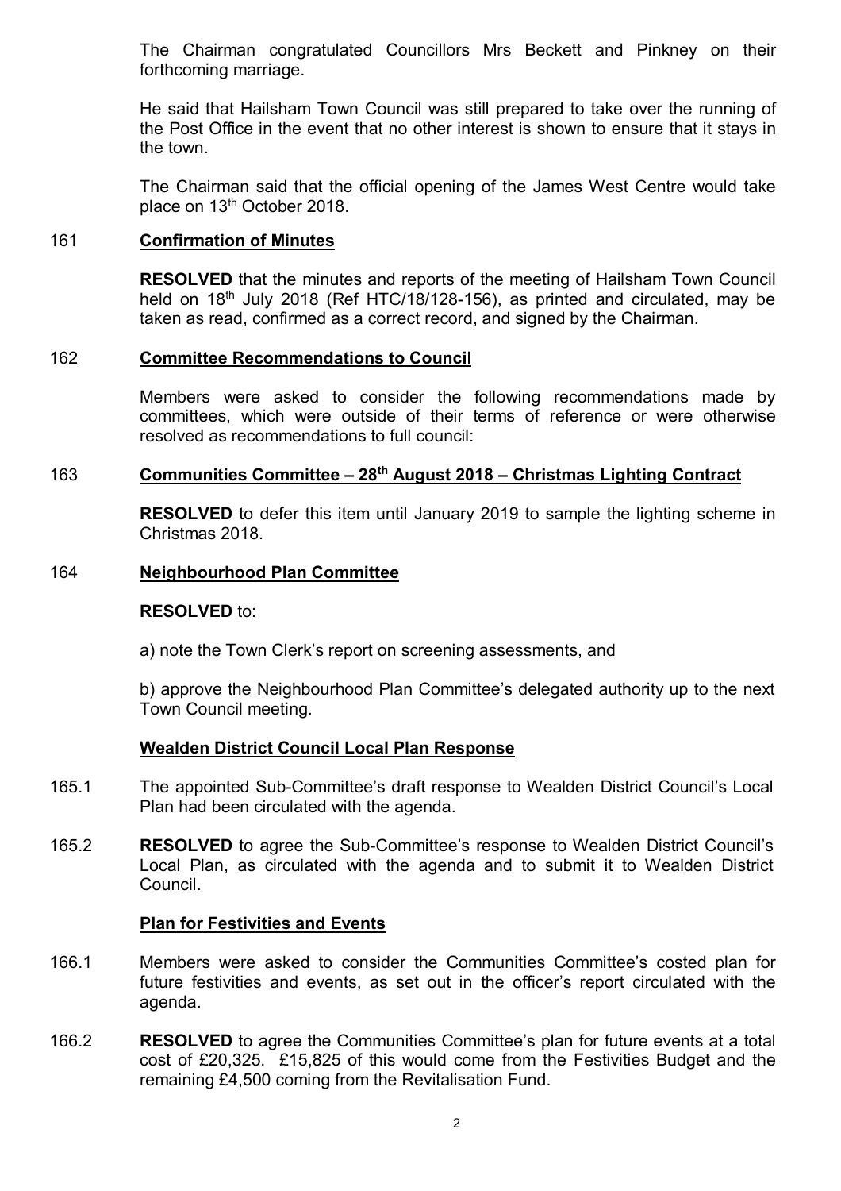The Chairman congratulated Councillors Mrs Beckett and Pinkney on their forthcoming marriage.

He said that Hailsham Town Council was still prepared to take over the running of the Post Office in the event that no other interest is shown to ensure that it stays in the town.

The Chairman said that the official opening of the James West Centre would take place on 13th October 2018.

161 **Confirmation of Minutes**

**RESOLVED** that the minutes and reports of the meeting of Hailsham Town Council held on 18th July 2018 (Ref HTC/18/128-156), as printed and circulated, may be taken as read, confirmed as a correct record, and signed by the Chairman.

162 **Committee Recommendations to Council**

Members were asked to consider the following recommendations made by committees, which were outside of their terms of reference or were otherwise resolved as recommendations to full council:

163 **Communities Committee – 28th August 2018 – Christmas Lighting Contract**

**RESOLVED** to defer this item until January 2019 to sample the lighting scheme in Christmas 2018.

164 **Neighbourhood Plan Committee**

**RESOLVED** to:

a) note the Town Clerk's report on screening assessments, and

b) approve the Neighbourhood Plan Committee's delegated authority up to the next Town Council meeting.

**Wealden District Council Local Plan Response**

165.1 The appointed Sub-Committee's draft response to Wealden District Council's Local Plan had been circulated with the agenda.

165.2 **RESOLVED** to agree the Sub-Committee's response to Wealden District Council's Local Plan, as circulated with the agenda and to submit it to Wealden District Council.

**Plan for Festivities and Events**

166.1 Members were asked to consider the Communities Committee's costed plan for future festivities and events, as set out in the officer's report circulated with the agenda.

166.2 **RESOLVED** to agree the Communities Committee's plan for future events at a total cost of £20,325. £15,825 of this would come from the Festivities Budget and the remaining £4,500 coming from the Revitalisation Fund.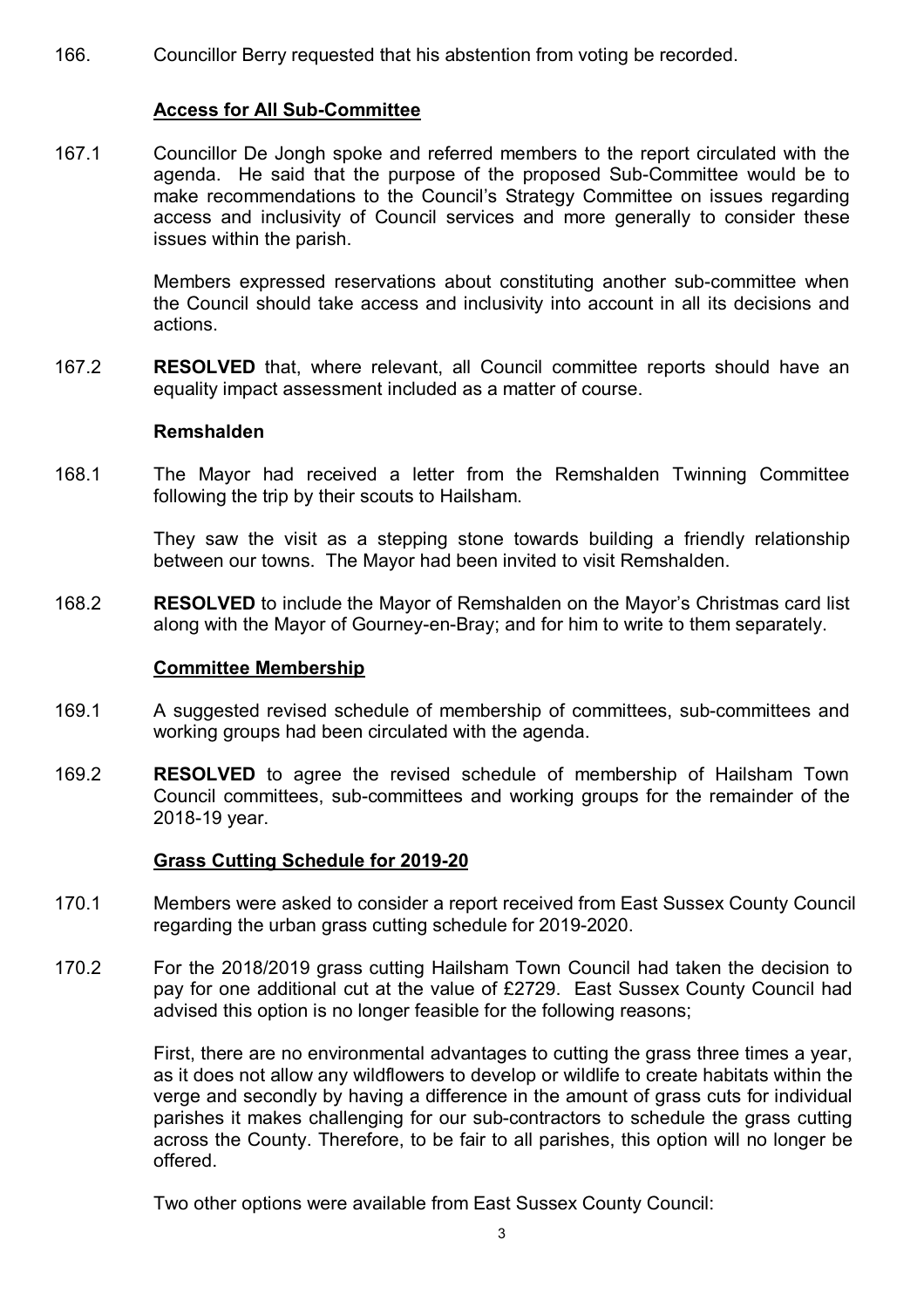166. Councillor Berry requested that his abstention from voting be recorded.

**Access for All Sub-Committee**

167.1 Councillor De Jongh spoke and referred members to the report circulated with the agenda. He said that the purpose of the proposed Sub-Committee would be to make recommendations to the Council's Strategy Committee on issues regarding access and inclusivity of Council services and more generally to consider these issues within the parish.

Members expressed reservations about constituting another sub-committee when the Council should take access and inclusivity into account in all its decisions and actions.

167.2 **RESOLVED** that, where relevant, all Council committee reports should have an equality impact assessment included as a matter of course.

**Remshalden**

168.1 The Mayor had received a letter from the Remshalden Twinning Committee following the trip by their scouts to Hailsham.

They saw the visit as a stepping stone towards building a friendly relationship between our towns. The Mayor had been invited to visit Remshalden.

168.2 **RESOLVED** to include the Mayor of Remshalden on the Mayor's Christmas card list along with the Mayor of Gourney-en-Bray; and for him to write to them separately.

**Committee Membership**

169.1 A suggested revised schedule of membership of committees, sub-committees and working groups had been circulated with the agenda.

169.2 **RESOLVED** to agree the revised schedule of membership of Hailsham Town Council committees, sub-committees and working groups for the remainder of the 2018-19 year.

**Grass Cutting Schedule for 2019-20**

170.1 Members were asked to consider a report received from East Sussex County Council regarding the urban grass cutting schedule for 2019-2020.

170.2 For the 2018/2019 grass cutting Hailsham Town Council had taken the decision to pay for one additional cut at the value of £2729. East Sussex County Council had advised this option is no longer feasible for the following reasons;

First, there are no environmental advantages to cutting the grass three times a year, as it does not allow any wildflowers to develop or wildlife to create habitats within the verge and secondly by having a difference in the amount of grass cuts for individual parishes it makes challenging for our sub-contractors to schedule the grass cutting across the County. Therefore, to be fair to all parishes, this option will no longer be offered.

Two other options were available from East Sussex County Council: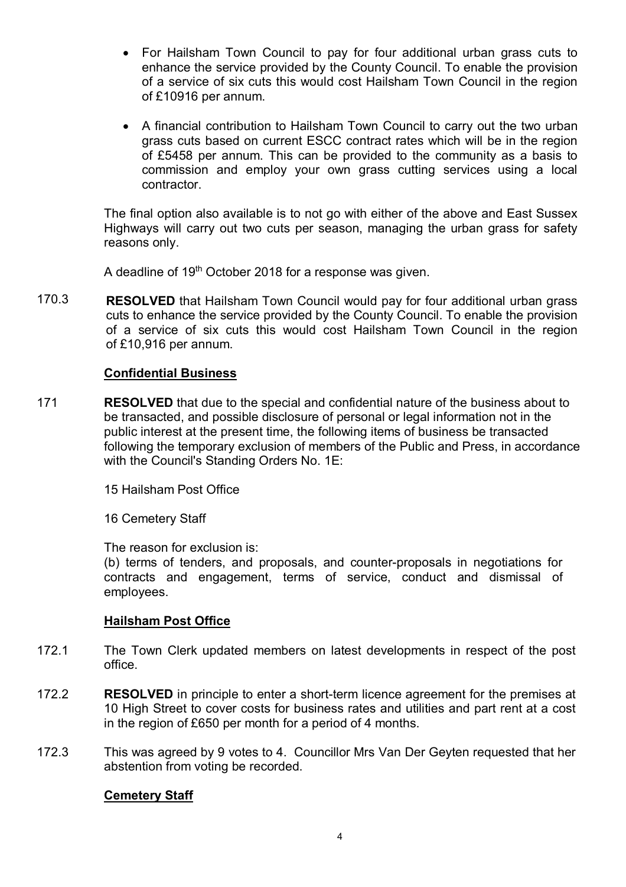- For Hailsham Town Council to pay for four additional urban grass cuts to enhance the service provided by the County Council. To enable the provision of a service of six cuts this would cost Hailsham Town Council in the region of £10916 per annum.

- A financial contribution to Hailsham Town Council to carry out the two urban grass cuts based on current ESCC contract rates which will be in the region of £5458 per annum. This can be provided to the community as a basis to commission and employ your own grass cutting services using a local contractor.

The final option also available is to not go with either of the above and East Sussex Highways will carry out two cuts per season, managing the urban grass for safety reasons only.

A deadline of 19th October 2018 for a response was given.

170.3 **RESOLVED** that Hailsham Town Council would pay for four additional urban grass cuts to enhance the service provided by the County Council. To enable the provision of a service of six cuts this would cost Hailsham Town Council in the region of £10,916 per annum.

## Confidential Business

171 **RESOLVED** that due to the special and confidential nature of the business about to be transacted, and possible disclosure of personal or legal information not in the public interest at the present time, the following items of business be transacted following the temporary exclusion of members of the Public and Press, in accordance with the Council's Standing Orders No. 1E:

15 Hailsham Post Office

16 Cemetery Staff

The reason for exclusion is:
(b) terms of tenders, and proposals, and counter-proposals in negotiations for contracts and engagement, terms of service, conduct and dismissal of employees.

## Hailsham Post Office

172.1 The Town Clerk updated members on latest developments in respect of the post office.

172.2 **RESOLVED** in principle to enter a short-term licence agreement for the premises at 10 High Street to cover costs for business rates and utilities and part rent at a cost in the region of £650 per month for a period of 4 months.

172.3 This was agreed by 9 votes to 4. Councillor Mrs Van Der Geyten requested that her abstention from voting be recorded.

## Cemetery Staff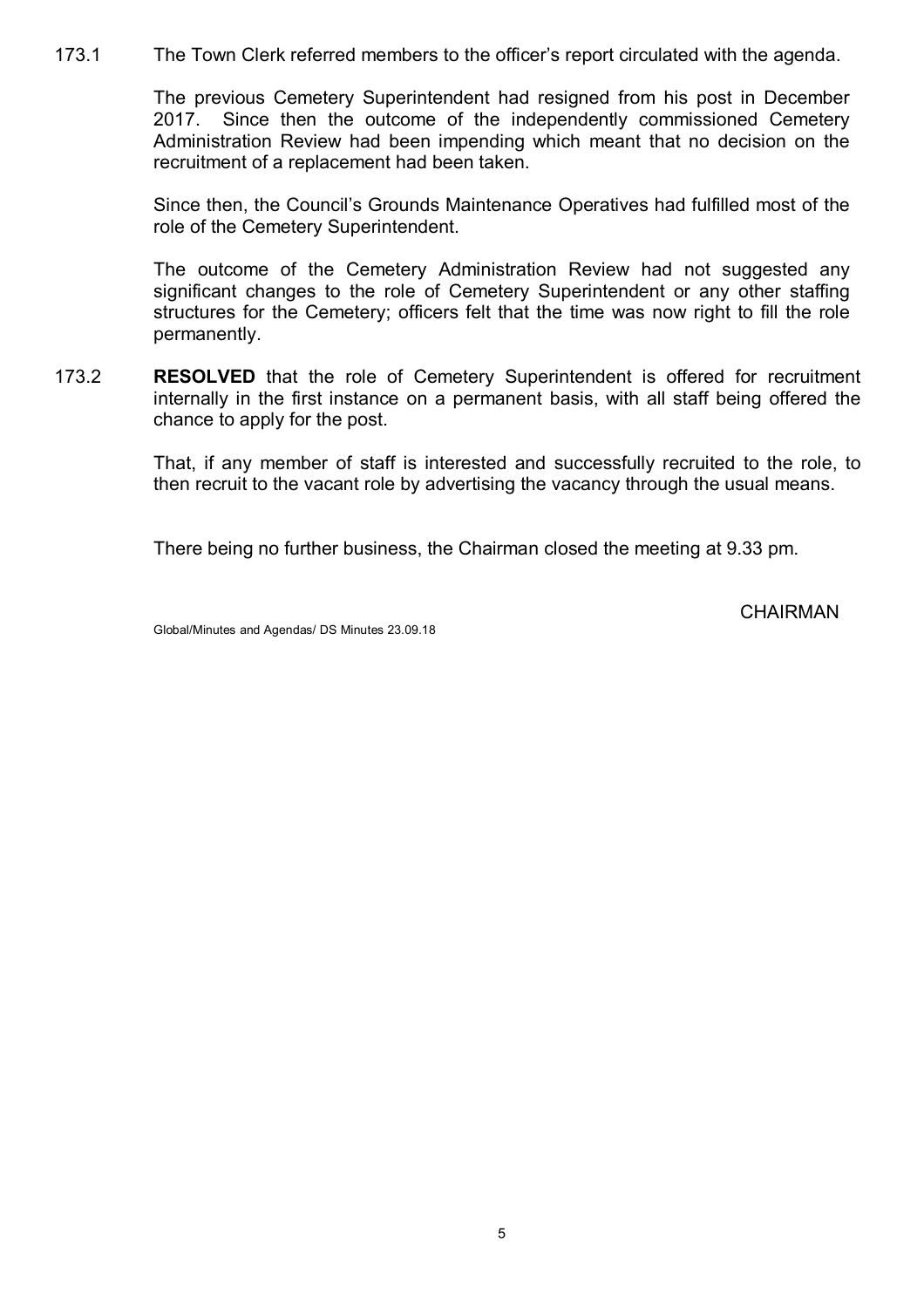173.1 The Town Clerk referred members to the officer's report circulated with the agenda.

The previous Cemetery Superintendent had resigned from his post in December 2017. Since then the outcome of the independently commissioned Cemetery Administration Review had been impending which meant that no decision on the recruitment of a replacement had been taken.

Since then, the Council's Grounds Maintenance Operatives had fulfilled most of the role of the Cemetery Superintendent.

The outcome of the Cemetery Administration Review had not suggested any significant changes to the role of Cemetery Superintendent or any other staffing structures for the Cemetery; officers felt that the time was now right to fill the role permanently.

173.2 **RESOLVED** that the role of Cemetery Superintendent is offered for recruitment internally in the first instance on a permanent basis, with all staff being offered the chance to apply for the post.

That, if any member of staff is interested and successfully recruited to the role, to then recruit to the vacant role by advertising the vacancy through the usual means.

There being no further business, the Chairman closed the meeting at 9.33 pm.

CHAIRMAN

Global/Minutes and Agendas/ DS Minutes 23.09.18